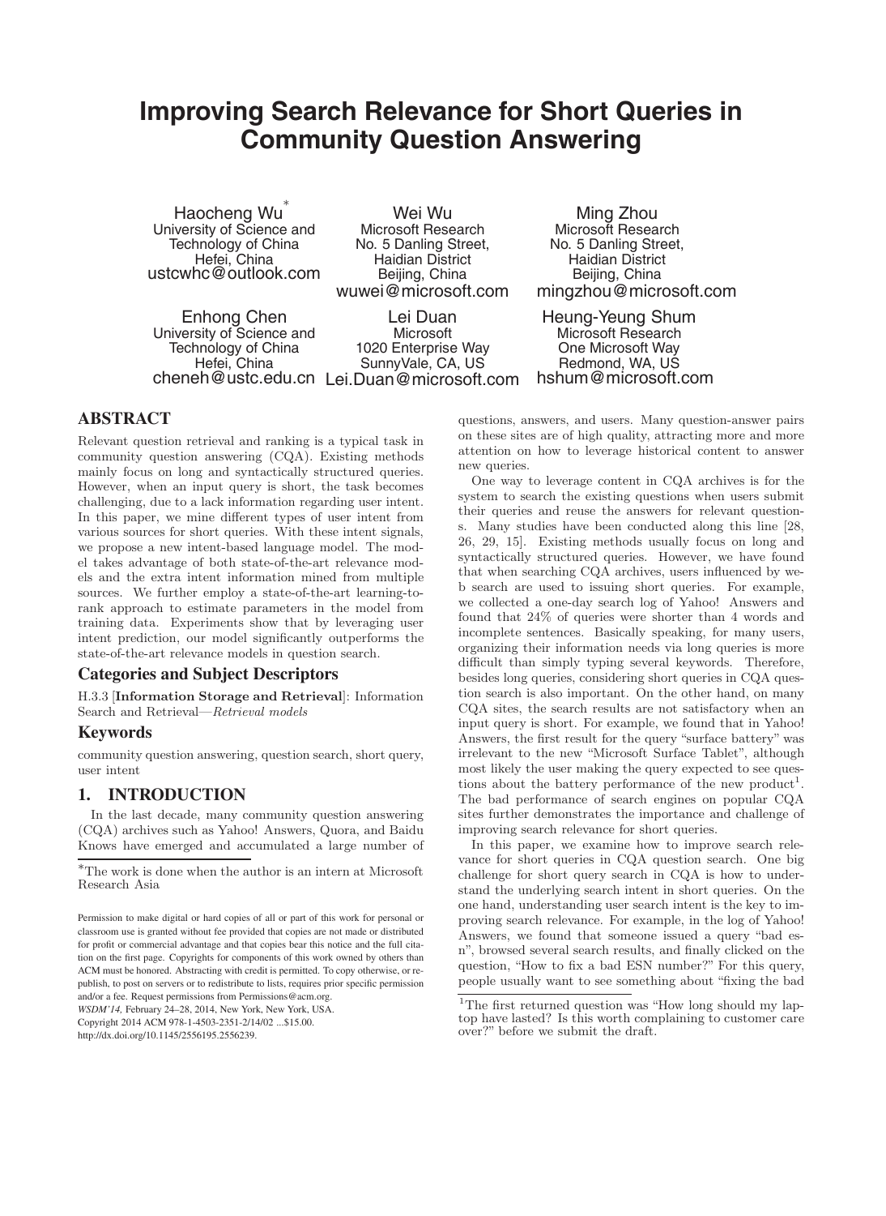# Improving Search Relevance for Short Queries in Community Question Answering

Haocheng Wu[*]
University of Science and Technology of China
Hefei, China
ustcwhc@outlook.com

Wei Wu
Microsoft Research
No. 5 Danling Street, Haidian District
Beijing, China
wuwei@microsoft.com

Ming Zhou
Microsoft Research
No. 5 Danling Street, Haidian District
Beijing, China
mingzhou@microsoft.com

Enhong Chen
University of Science and Technology of China
Hefei, China
cheneh@ustc.edu.cn

Lei Duan
Microsoft
1020 Enterprise Way
SunnyVale, CA, US
Lei.Duan@microsoft.com

Heung-Yeung Shum
Microsoft Research
One Microsoft Way
Redmond, WA, US
hshum@microsoft.com

## ABSTRACT

Relevant question retrieval and ranking is a typical task in community question answering (CQA). Existing methods mainly focus on long and syntactically structured queries. However, when an input query is short, the task becomes challenging, due to a lack information regarding user intent. In this paper, we mine different types of user intent from various sources for short queries. With these intent signals, we propose a new intent-based language model. The model takes advantage of both state-of-the-art relevance models and the extra intent information mined from multiple sources. We further employ a state-of-the-art learning-to-rank approach to estimate parameters in the model from training data. Experiments show that by leveraging user intent prediction, our model significantly outperforms the state-of-the-art relevance models in question search.

## Categories and Subject Descriptors

H.3.3 [**Information Storage and Retrieval**]: Information Search and Retrieval—*Retrieval models*

## Keywords

community question answering, question search, short query, user intent

## 1. INTRODUCTION

In the last decade, many community question answering (CQA) archives such as Yahoo! Answers, Quora, and Baidu Knows have emerged and accumulated a large number of questions, answers, and users. Many question-answer pairs on these sites are of high quality, attracting more and more attention on how to leverage historical content to answer new queries.

One way to leverage content in CQA archives is for the system to search the existing questions when users submit their queries and reuse the answers for relevant questions. Many studies have been conducted along this line [28, 26, 29, 15]. Existing methods usually focus on long and syntactically structured queries. However, we have found that when searching CQA archives, users influenced by web search are used to issuing short queries. For example, we collected a one-day search log of Yahoo! Answers and found that 24% of queries were shorter than 4 words and incomplete sentences. Basically speaking, for many users, organizing their information needs via long queries is more difficult than simply typing several keywords. Therefore, besides long queries, considering short queries in CQA question search is also important. On the other hand, on many CQA sites, the search results are not satisfactory when an input query is short. For example, we found that in Yahoo! Answers, the first result for the query "surface battery" was irrelevant to the new "Microsoft Surface Tablet", although most likely the user making the query expected to see questions about the battery performance of the new product[1]. The bad performance of search engines on popular CQA sites further demonstrates the importance and challenge of improving search relevance for short queries.

In this paper, we examine how to improve search relevance for short queries in CQA question search. One big challenge for short query search in CQA is how to understand the underlying search intent in short queries. On the one hand, understanding user search intent is the key to improving search relevance. For example, in the log of Yahoo! Answers, we found that someone issued a query "bad esn", browsed several search results, and finally clicked on the question, "How to fix a bad ESN number?" For this query, people usually want to see something about "fixing the bad

[*]The work is done when the author is an intern at Microsoft Research Asia

[1]The first returned question was "How long should my laptop have lasted? Is this worth complaining to customer care over?" before we submit the draft.

Permission to make digital or hard copies of all or part of this work for personal or classroom use is granted without fee provided that copies are not made or distributed for profit or commercial advantage and that copies bear this notice and the full citation on the first page. Copyrights for components of this work owned by others than ACM must be honored. Abstracting with credit is permitted. To copy otherwise, or republish, to post on servers or to redistribute to lists, requires prior specific permission and/or a fee. Request permissions from Permissions@acm.org.
*WSDM'14,* February 24–28, 2014, New York, New York, USA.
Copyright 2014 ACM 978-1-4503-2351-2/14/02 ...$15.00.
http://dx.doi.org/10.1145/2556195.2556239.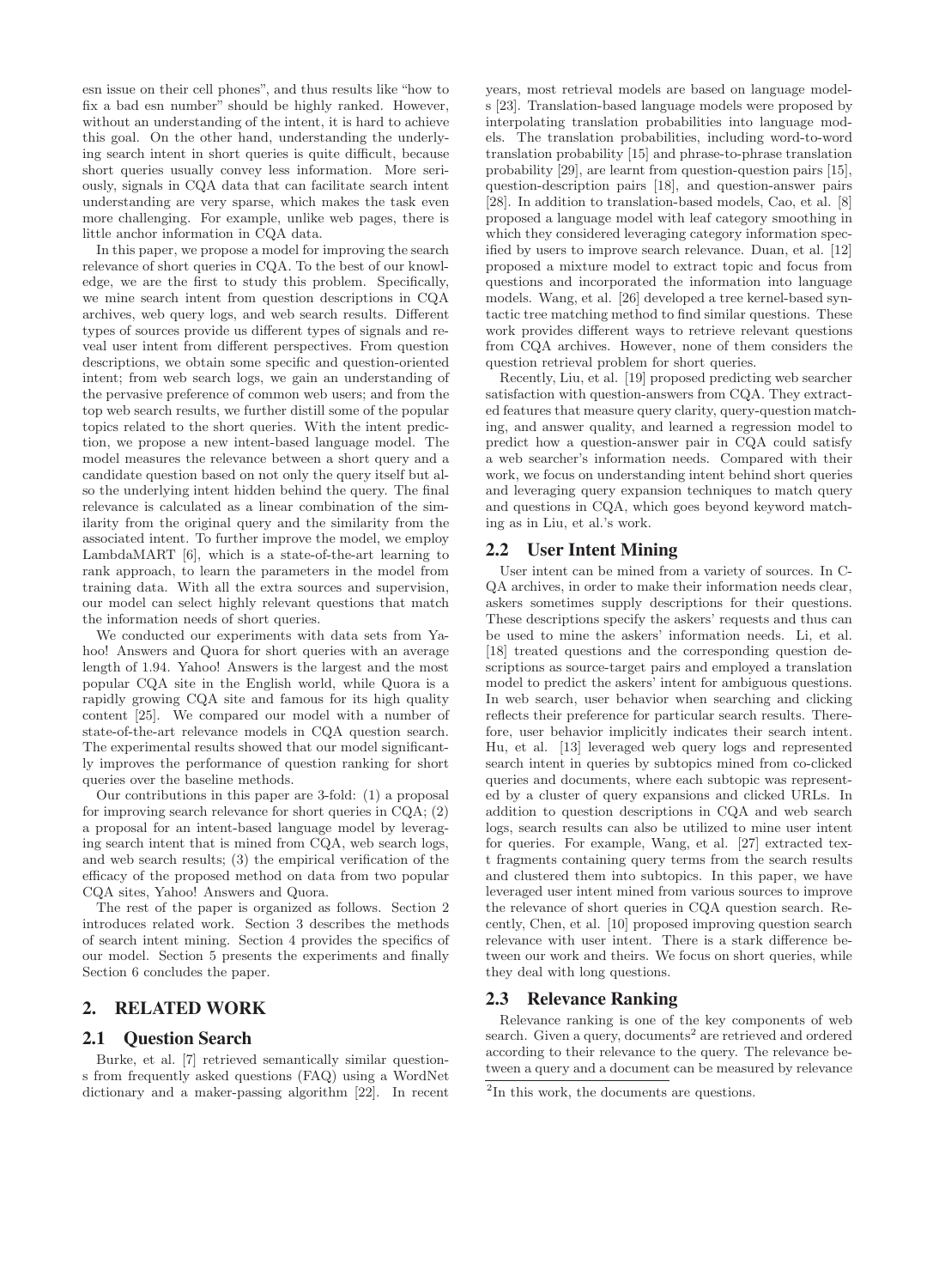esn issue on their cell phones", and thus results like "how to fix a bad esn number" should be highly ranked. However, without an understanding of the intent, it is hard to achieve this goal. On the other hand, understanding the underlying search intent in short queries is quite difficult, because short queries usually convey less information. More seriously, signals in CQA data that can facilitate search intent understanding are very sparse, which makes the task even more challenging. For example, unlike web pages, there is little anchor information in CQA data.

In this paper, we propose a model for improving the search relevance of short queries in CQA. To the best of our knowledge, we are the first to study this problem. Specifically, we mine search intent from question descriptions in CQA archives, web query logs, and web search results. Different types of sources provide us different types of signals and reveal user intent from different perspectives. From question descriptions, we obtain some specific and question-oriented intent; from web search logs, we gain an understanding of the pervasive preference of common web users; and from the top web search results, we further distill some of the popular topics related to the short queries. With the intent prediction, we propose a new intent-based language model. The model measures the relevance between a short query and a candidate question based on not only the query itself but also the underlying intent hidden behind the query. The final relevance is calculated as a linear combination of the similarity from the original query and the similarity from the associated intent. To further improve the model, we employ LambdaMART [6], which is a state-of-the-art learning to rank approach, to learn the parameters in the model from training data. With all the extra sources and supervision, our model can select highly relevant questions that match the information needs of short queries.

We conducted our experiments with data sets from Yahoo! Answers and Quora for short queries with an average length of 1.94. Yahoo! Answers is the largest and the most popular CQA site in the English world, while Quora is a rapidly growing CQA site and famous for its high quality content [25]. We compared our model with a number of state-of-the-art relevance models in CQA question search. The experimental results showed that our model significantly improves the performance of question ranking for short queries over the baseline methods.

Our contributions in this paper are 3-fold: (1) a proposal for improving search relevance for short queries in CQA; (2) a proposal for an intent-based language model by leveraging search intent that is mined from CQA, web search logs, and web search results; (3) the empirical verification of the efficacy of the proposed method on data from two popular CQA sites, Yahoo! Answers and Quora.

The rest of the paper is organized as follows. Section 2 introduces related work. Section 3 describes the methods of search intent mining. Section 4 provides the specifics of our model. Section 5 presents the experiments and finally Section 6 concludes the paper.

## 2. RELATED WORK

### 2.1 Question Search

Burke, et al. [7] retrieved semantically similar questions from frequently asked questions (FAQ) using a WordNet dictionary and a maker-passing algorithm [22]. In recent years, most retrieval models are based on language models [23]. Translation-based language models were proposed by interpolating translation probabilities into language models. The translation probabilities, including word-to-word translation probability [15] and phrase-to-phrase translation probability [29], are learnt from question-question pairs [15], question-description pairs [18], and question-answer pairs [28]. In addition to translation-based models, Cao, et al. [8] proposed a language model with leaf category smoothing in which they considered leveraging category information specified by users to improve search relevance. Duan, et al. [12] proposed a mixture model to extract topic and focus from questions and incorporated the information into language models. Wang, et al. [26] developed a tree kernel-based syntactic tree matching method to find similar questions. These work provides different ways to retrieve relevant questions from CQA archives. However, none of them considers the question retrieval problem for short queries.

Recently, Liu, et al. [19] proposed predicting web searcher satisfaction with question-answers from CQA. They extracted features that measure query clarity, query-question matching, and answer quality, and learned a regression model to predict how a question-answer pair in CQA could satisfy a web searcher's information needs. Compared with their work, we focus on understanding intent behind short queries and leveraging query expansion techniques to match query and questions in CQA, which goes beyond keyword matching as in Liu, et al.'s work.

### 2.2 User Intent Mining

User intent can be mined from a variety of sources. In CQA archives, in order to make their information needs clear, askers sometimes supply descriptions for their questions. These descriptions specify the askers' requests and thus can be used to mine the askers' information needs. Li, et al. [18] treated questions and the corresponding question descriptions as source-target pairs and employed a translation model to predict the askers' intent for ambiguous questions. In web search, user behavior when searching and clicking reflects their preference for particular search results. Therefore, user behavior implicitly indicates their search intent. Hu, et al. [13] leveraged web query logs and represented search intent in queries by subtopics mined from co-clicked queries and documents, where each subtopic was represented by a cluster of query expansions and clicked URLs. In addition to question descriptions in CQA and web search logs, search results can also be utilized to mine user intent for queries. For example, Wang, et al. [27] extracted text fragments containing query terms from the search results and clustered them into subtopics. In this paper, we have leveraged user intent mined from various sources to improve the relevance of short queries in CQA question search. Recently, Chen, et al. [10] proposed improving question search relevance with user intent. There is a stark difference between our work and theirs. We focus on short queries, while they deal with long questions.

### 2.3 Relevance Ranking

Relevance ranking is one of the key components of web search. Given a query, documents[2] are retrieved and ordered according to their relevance to the query. The relevance between a query and a document can be measured by relevance

[2] In this work, the documents are questions.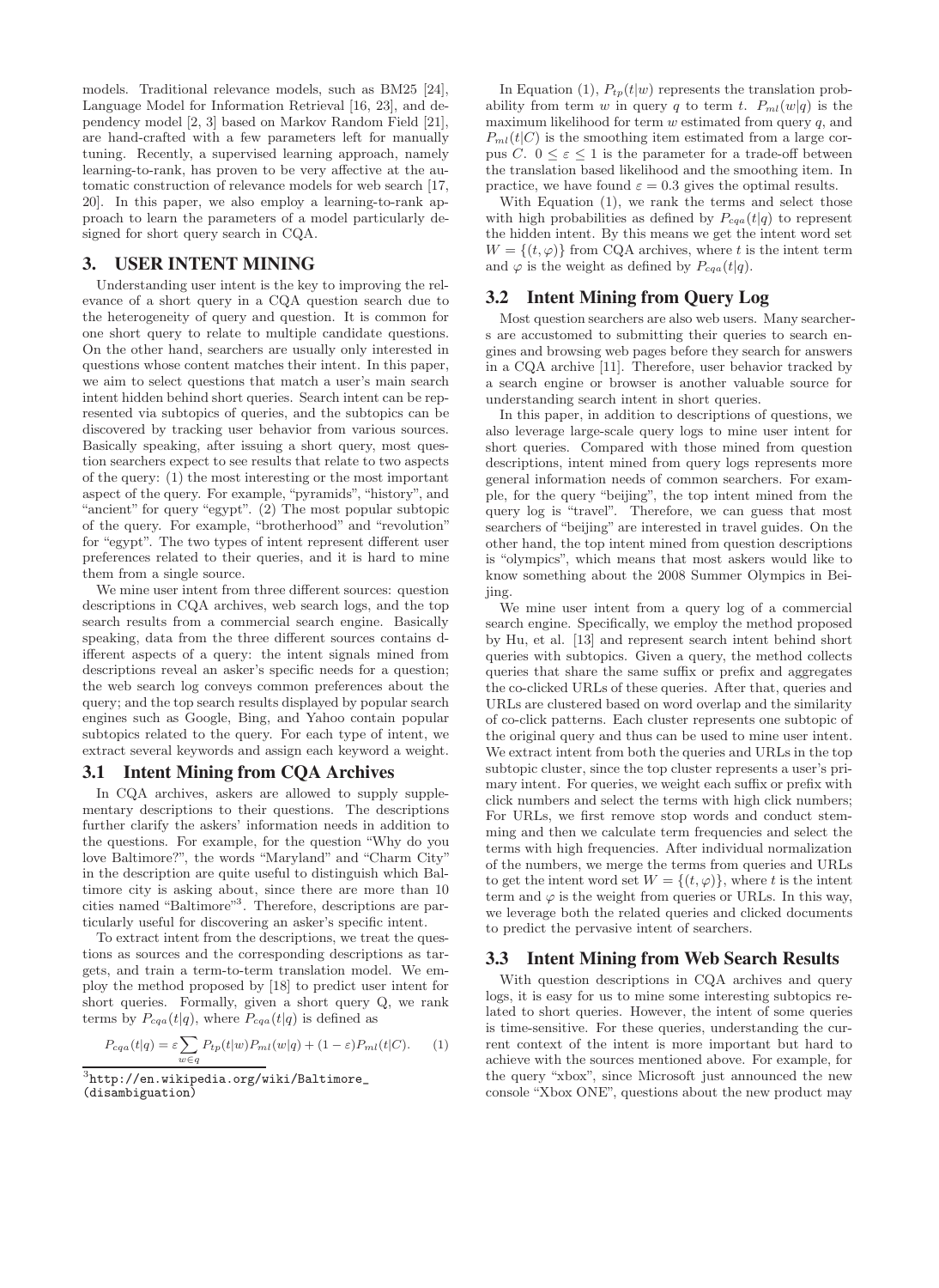models. Traditional relevance models, such as BM25 [24], Language Model for Information Retrieval [16, 23], and dependency model [2, 3] based on Markov Random Field [21], are hand-crafted with a few parameters left for manually tuning. Recently, a supervised learning approach, namely learning-to-rank, has proven to be very affective at the automatic construction of relevance models for web search [17, 20]. In this paper, we also employ a learning-to-rank approach to learn the parameters of a model particularly designed for short query search in CQA.

## 3. USER INTENT MINING

Understanding user intent is the key to improving the relevance of a short query in a CQA question search due to the heterogeneity of query and question. It is common for one short query to relate to multiple candidate questions. On the other hand, searchers are usually only interested in questions whose content matches their intent. In this paper, we aim to select questions that match a user's main search intent hidden behind short queries. Search intent can be represented via subtopics of queries, and the subtopics can be discovered by tracking user behavior from various sources. Basically speaking, after issuing a short query, most question searchers expect to see results that relate to two aspects of the query: (1) the most interesting or the most important aspect of the query. For example, "pyramids", "history", and "ancient" for query "egypt". (2) The most popular subtopic of the query. For example, "brotherhood" and "revolution" for "egypt". The two types of intent represent different user preferences related to their queries, and it is hard to mine them from a single source.

We mine user intent from three different sources: question descriptions in CQA archives, web search logs, and the top search results from a commercial search engine. Basically speaking, data from the three different sources contains different aspects of a query: the intent signals mined from descriptions reveal an asker's specific needs for a question; the web search log conveys common preferences about the query; and the top search results displayed by popular search engines such as Google, Bing, and Yahoo contain popular subtopics related to the query. For each type of intent, we extract several keywords and assign each keyword a weight.

### 3.1 Intent Mining from CQA Archives

In CQA archives, askers are allowed to supply supplementary descriptions to their questions. The descriptions further clarify the askers' information needs in addition to the questions. For example, for the question "Why do you love Baltimore?", the words "Maryland" and "Charm City" in the description are quite useful to distinguish which Baltimore city is asking about, since there are more than 10 cities named "Baltimore"[3]. Therefore, descriptions are particularly useful for discovering an asker's specific intent.

To extract intent from the descriptions, we treat the questions as sources and the corresponding descriptions as targets, and train a term-to-term translation model. We employ the method proposed by [18] to predict user intent for short queries. Formally, given a short query Q, we rank terms by $P_{cqa}(t|q)$, where $P_{cqa}(t|q)$ is defined as

$$P_{cqa}(t|q) = \varepsilon \sum_{w \in q} P_{tp}(t|w) P_{ml}(w|q) + (1-\varepsilon) P_{ml}(t|C). \quad (1)$$

[3] http://en.wikipedia.org/wiki/Baltimore_(disambiguation)

In Equation (1), $P_{tp}(t|w)$ represents the translation probability from term $w$ in query $q$ to term $t$. $P_{ml}(w|q)$ is the maximum likelihood for term $w$ estimated from query $q$, and $P_{ml}(t|C)$ is the smoothing item estimated from a large corpus $C$. $0 \leq \varepsilon \leq 1$ is the parameter for a trade-off between the translation based likelihood and the smoothing item. In practice, we have found $\varepsilon = 0.3$ gives the optimal results.

With Equation (1), we rank the terms and select those with high probabilities as defined by $P_{cqa}(t|q)$ to represent the hidden intent. By this means we get the intent word set $W = \{(t, \varphi)\}$ from CQA archives, where $t$ is the intent term and $\varphi$ is the weight as defined by $P_{cqa}(t|q)$.

### 3.2 Intent Mining from Query Log

Most question searchers are also web users. Many searchers are accustomed to submitting their queries to search engines and browsing web pages before they search for answers in a CQA archive [11]. Therefore, user behavior tracked by a search engine or browser is another valuable source for understanding search intent in short queries.

In this paper, in addition to descriptions of questions, we also leverage large-scale query logs to mine user intent for short queries. Compared with those mined from question descriptions, intent mined from query logs represents more general information needs of common searchers. For example, for the query "beijing", the top intent mined from the query log is "travel". Therefore, we can guess that most searchers of "beijing" are interested in travel guides. On the other hand, the top intent mined from question descriptions is "olympics", which means that most askers would like to know something about the 2008 Summer Olympics in Beijing.

We mine user intent from a query log of a commercial search engine. Specifically, we employ the method proposed by Hu, et al. [13] and represent search intent behind short queries with subtopics. Given a query, the method collects queries that share the same suffix or prefix and aggregates the co-clicked URLs of these queries. After that, queries and URLs are clustered based on word overlap and the similarity of co-click patterns. Each cluster represents one subtopic of the original query and thus can be used to mine user intent. We extract intent from both the queries and URLs in the top subtopic cluster, since the top cluster represents a user's primary intent. For queries, we weight each suffix or prefix with click numbers and select the terms with high click numbers; For URLs, we first remove stop words and conduct stemming and then we calculate term frequencies and select the terms with high frequencies. After individual normalization of the numbers, we merge the terms from queries and URLs to get the intent word set $W = \{(t, \varphi)\}$, where $t$ is the intent term and $\varphi$ is the weight from queries or URLs. In this way, we leverage both the related queries and clicked documents to predict the pervasive intent of searchers.

### 3.3 Intent Mining from Web Search Results

With question descriptions in CQA archives and query logs, it is easy for us to mine some interesting subtopics related to short queries. However, the intent of some queries is time-sensitive. For these queries, understanding the current context of the intent is more important but hard to achieve with the sources mentioned above. For example, for the query "xbox", since Microsoft just announced the new console "Xbox ONE", questions about the new product may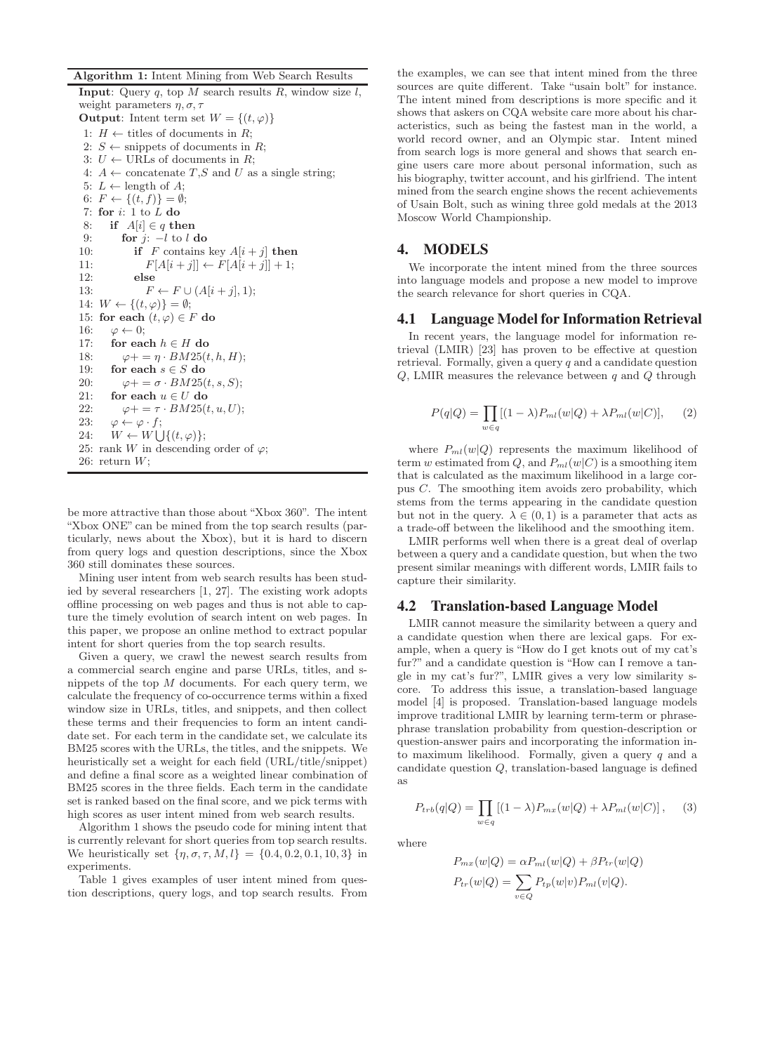**Algorithm 1:** Intent Mining from Web Search Results

```
Input: Query q, top M search results R, window size l,
       weight parameters η, σ, τ
Output: Intent term set W = {(t, φ)}
 1: H ← titles of documents in R;
 2: S ← snippets of documents in R;
 3: U ← URLs of documents in R;
 4: A ← concatenate T,S and U as a single string;
 5: L ← length of A;
 6: F ← {(t, f)} = ∅;
 7: for i: 1 to L do
 8:     if A[i] ∈ q then
 9:         for j: −l to l do
10:             if F contains key A[i + j] then
11:                 F[A[i + j]] ← F[A[i + j]] + 1;
12:             else
13:                 F ← F ∪ (A[i + j], 1);
14: W ← {(t, φ)} = ∅;
15: for each (t, φ) ∈ F do
16:     φ ← 0;
17:     for each h ∈ H do
18:         φ+ = η · BM25(t, h, H);
19:     for each s ∈ S do
20:         φ+ = σ · BM25(t, s, S);
21:     for each u ∈ U do
22:         φ+ = τ · BM25(t, u, U);
23:     φ ← φ · f;
24:     W ← W ⋃{(t, φ)};
25: rank W in descending order of φ;
26: return W;
```

be more attractive than those about "Xbox 360". The intent "Xbox ONE" can be mined from the top search results (particularly, news about the Xbox), but it is hard to discern from query logs and question descriptions, since the Xbox 360 still dominates these sources.

Mining user intent from web search results has been studied by several researchers [1, 27]. The existing work adopts offline processing on web pages and thus is not able to capture the timely evolution of search intent on web pages. In this paper, we propose an online method to extract popular intent for short queries from the top search results.

Given a query, we crawl the newest search results from a commercial search engine and parse URLs, titles, and snippets of the top $M$ documents. For each query term, we calculate the frequency of co-occurrence terms within a fixed window size in URLs, titles, and snippets, and then collect these terms and their frequencies to form an intent candidate set. For each term in the candidate set, we calculate its BM25 scores with the URLs, the titles, and the snippets. We heuristically set a weight for each field (URL/title/snippet) and define a final score as a weighted linear combination of BM25 scores in the three fields. Each term in the candidate set is ranked based on the final score, and we pick terms with high scores as user intent mined from web search results.

Algorithm 1 shows the pseudo code for mining intent that is currently relevant for short queries from top search results. We heuristically set $\{\eta, \sigma, \tau, M, l\} = \{0.4, 0.2, 0.1, 10, 3\}$ in experiments.

Table 1 gives examples of user intent mined from question descriptions, query logs, and top search results. From the examples, we can see that intent mined from the three sources are quite different. Take "usain bolt" for instance. The intent mined from descriptions is more specific and it shows that askers on CQA website care more about his characteristics, such as being the fastest man in the world, a world record owner, and an Olympic star. Intent mined from search logs is more general and shows that search engine users care more about personal information, such as his biography, twitter account, and his girlfriend. The intent mined from the search engine shows the recent achievements of Usain Bolt, such as wining three gold medals at the 2013 Moscow World Championship.

# 4. MODELS

We incorporate the intent mined from the three sources into language models and propose a new model to improve the search relevance for short queries in CQA.

## 4.1 Language Model for Information Retrieval

In recent years, the language model for information retrieval (LMIR) [23] has proven to be effective at question retrieval. Formally, given a query $q$ and a candidate question $Q$, LMIR measures the relevance between $q$ and $Q$ through

$$P(q|Q) = \prod_{w \in q} [(1 - \lambda) P_{ml}(w|Q) + \lambda P_{ml}(w|C)], \qquad (2)$$

where $P_{ml}(w|Q)$ represents the maximum likelihood of term $w$ estimated from $Q$, and $P_{ml}(w|C)$ is a smoothing item that is calculated as the maximum likelihood in a large corpus $C$. The smoothing item avoids zero probability, which stems from the terms appearing in the candidate question but not in the query. $\lambda \in (0, 1)$ is a parameter that acts as a trade-off between the likelihood and the smoothing item.

LMIR performs well when there is a great deal of overlap between a query and a candidate question, but when the two present similar meanings with different words, LMIR fails to capture their similarity.

## 4.2 Translation-based Language Model

LMIR cannot measure the similarity between a query and a candidate question when there are lexical gaps. For example, when a query is "How do I get knots out of my cat's fur?" and a candidate question is "How can I remove a tangle in my cat's fur?", LMIR gives a very low similarity score. To address this issue, a translation-based language model [4] is proposed. Translation-based language models improve traditional LMIR by learning term-term or phrase-phrase translation probability from question-description or question-answer pairs and incorporating the information into maximum likelihood. Formally, given a query $q$ and a candidate question $Q$, translation-based language is defined as

$$P_{trb}(q|Q) = \prod_{w \in q} \left[(1 - \lambda) P_{mx}(w|Q) + \lambda P_{ml}(w|C)\right], \qquad (3)$$

where

$$P_{mx}(w|Q) = \alpha P_{ml}(w|Q) + \beta P_{tr}(w|Q)$$

$$P_{tr}(w|Q) = \sum_{v \in Q} P_{tp}(w|v) P_{ml}(v|Q).$$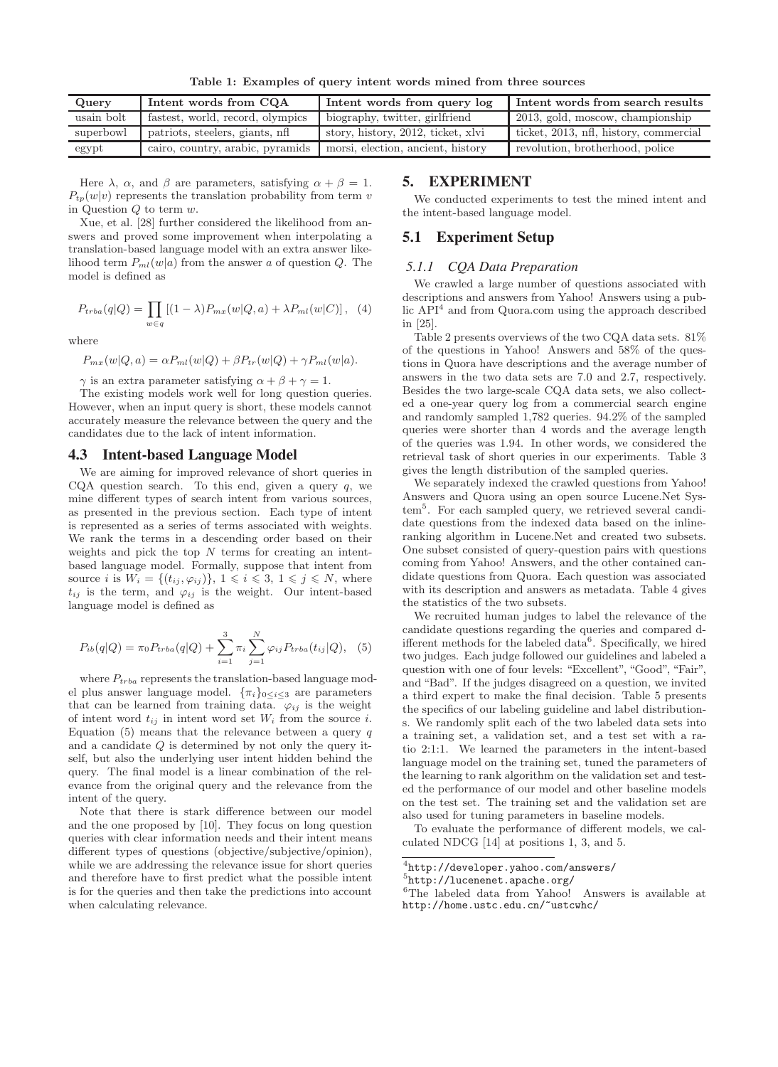**Table 1: Examples of query intent words mined from three sources**

| Query | Intent words from CQA | Intent words from query log | Intent words from search results |
|---|---|---|---|
| usain bolt | fastest, world, record, olympics | biography, twitter, girlfriend | 2013, gold, moscow, championship |
| superbowl | patriots, steelers, giants, nfl | story, history, 2012, ticket, xlvi | ticket, 2013, nfl, history, commercial |
| egypt | cairo, country, arabic, pyramids | morsi, election, ancient, history | revolution, brotherhood, police |

Here $\lambda$, $\alpha$, and $\beta$ are parameters, satisfying $\alpha + \beta = 1$. $P_{tp}(w|v)$ represents the translation probability from term $v$ in Question $Q$ to term $w$.

Xue, et al. [28] further considered the likelihood from answers and proved some improvement when interpolating a translation-based language model with an extra answer likelihood term $P_{ml}(w|a)$ from the answer $a$ of question $Q$. The model is defined as

$$P_{trba}(q|Q) = \prod_{w \in q} \left[(1-\lambda)P_{mx}(w|Q,a) + \lambda P_{ml}(w|C)\right], \quad (4)$$

where

$$P_{mx}(w|Q,a) = \alpha P_{ml}(w|Q) + \beta P_{tr}(w|Q) + \gamma P_{ml}(w|a).$$

$\gamma$ is an extra parameter satisfying $\alpha + \beta + \gamma = 1$.

The existing models work well for long question queries. However, when an input query is short, these models cannot accurately measure the relevance between the query and the candidates due to the lack of intent information.

## 4.3 Intent-based Language Model

We are aiming for improved relevance of short queries in CQA question search. To this end, given a query $q$, we mine different types of search intent from various sources, as presented in the previous section. Each type of intent is represented as a series of terms associated with weights. We rank the terms in a descending order based on their weights and pick the top $N$ terms for creating an intent-based language model. Formally, suppose that intent from source $i$ is $W_i = \{(t_{ij}, \varphi_{ij})\}$, $1 \leqslant i \leqslant 3$, $1 \leqslant j \leqslant N$, where $t_{ij}$ is the term, and $\varphi_{ij}$ is the weight. Our intent-based language model is defined as

$$P_{ib}(q|Q) = \pi_0 P_{trba}(q|Q) + \sum_{i=1}^{3} \pi_i \sum_{j=1}^{N} \varphi_{ij} P_{trba}(t_{ij}|Q), \quad (5)$$

where $P_{trba}$ represents the translation-based language model plus answer language model. $\{\pi_i\}_{0 \le i \le 3}$ are parameters that can be learned from training data. $\varphi_{ij}$ is the weight of intent word $t_{ij}$ in intent word set $W_i$ from the source $i$. Equation (5) means that the relevance between a query $q$ and a candidate $Q$ is determined by not only the query itself, but also the underlying user intent hidden behind the query. The final model is a linear combination of the relevance from the original query and the relevance from the intent of the query.

Note that there is stark difference between our model and the one proposed by [10]. They focus on long question queries with clear information needs and their intent means different types of questions (objective/subjective/opinion), while we are addressing the relevance issue for short queries and therefore have to first predict what the possible intent is for the queries and then take the predictions into account when calculating relevance.

# 5. EXPERIMENT

We conducted experiments to test the mined intent and the intent-based language model.

## 5.1 Experiment Setup

### 5.1.1 CQA Data Preparation

We crawled a large number of questions associated with descriptions and answers from Yahoo! Answers using a public API[4] and from Quora.com using the approach described in [25].

Table 2 presents overviews of the two CQA data sets. 81% of the questions in Yahoo! Answers and 58% of the questions in Quora have descriptions and the average number of answers in the two data sets are 7.0 and 2.7, respectively. Besides the two large-scale CQA data sets, we also collected a one-year query log from a commercial search engine and randomly sampled 1,782 queries. 94.2% of the sampled queries were shorter than 4 words and the average length of the queries was 1.94. In other words, we considered the retrieval task of short queries in our experiments. Table 3 gives the length distribution of the sampled queries.

We separately indexed the crawled questions from Yahoo! Answers and Quora using an open source Lucene.Net System[5]. For each sampled query, we retrieved several candidate questions from the indexed data based on the inline-ranking algorithm in Lucene.Net and created two subsets. One subset consisted of query-question pairs with questions coming from Yahoo! Answers, and the other contained candidate questions from Quora. Each question was associated with its description and answers as metadata. Table 4 gives the statistics of the two subsets.

We recruited human judges to label the relevance of the candidate questions regarding the queries and compared different methods for the labeled data[6]. Specifically, we hired two judges. Each judge followed our guidelines and labeled a question with one of four levels: "Excellent", "Good", "Fair", and "Bad". If the judges disagreed on a question, we invited a third expert to make the final decision. Table 5 presents the specifics of our labeling guideline and label distributions. We randomly split each of the two labeled data sets into a training set, a validation set, and a test set with a ratio 2:1:1. We learned the parameters in the intent-based language model on the training set, tuned the parameters of the learning to rank algorithm on the validation set and tested the performance of our model and other baseline models on the test set. The training set and the validation set are also used for tuning parameters in baseline models.

To evaluate the performance of different models, we calculated NDCG [14] at positions 1, 3, and 5.

---

[4] http://developer.yahoo.com/answers/

[5] http://lucenenet.apache.org/

[6] The labeled data from Yahoo! Answers is available at http://home.ustc.edu.cn/~ustcwhc/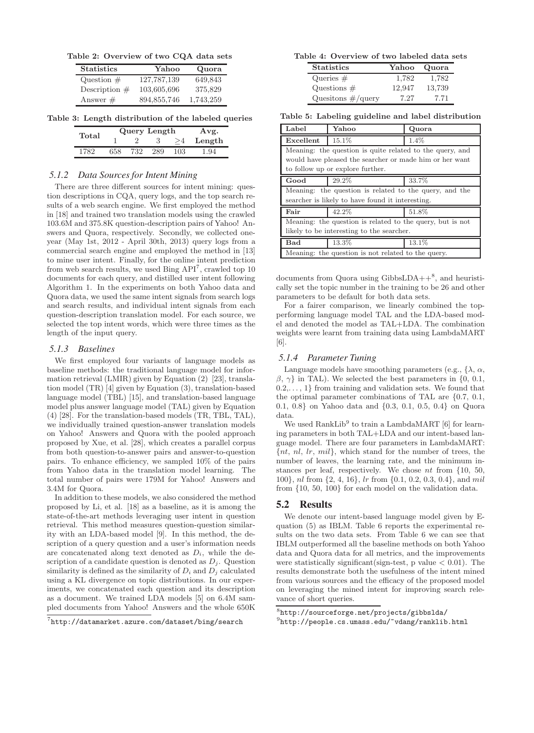Table 2: Overview of two CQA data sets

| Statistics | Yahoo | Quora |
|---|---|---|
| Question # | 127,787,139 | 649,843 |
| Description # | 103,605,696 | 375,829 |
| Answer # | 894,855,746 | 1,743,259 |

Table 3: Length distribution of the labeled queries

| Total | Query Length | | | | Avg. |
|---|---|---|---|---|---|
| | 1 | 2 | 3 | ≥4 | Length |
| 1782 | 658 | 732 | 289 | 103 | 1.94 |

### 5.1.2 Data Sources for Intent Mining

There are three different sources for intent mining: question descriptions in CQA, query logs, and the top search results of a web search engine. We first employed the method in [18] and trained two translation models using the crawled 103.6M and 375.8K question-description pairs of Yahoo! Answers and Quora, respectively. Secondly, we collected one-year (May 1st, 2012 - April 30th, 2013) query logs from a commercial search engine and employed the method in [13] to mine user intent. Finally, for the online intent prediction from web search results, we used Bing API[7], crawled top 10 documents for each query, and distilled user intent following Algorithm 1. In the experiments on both Yahoo data and Quora data, we used the same intent signals from search logs and search results, and individual intent signals from each question-description translation model. For each source, we selected the top intent words, which were three times as the length of the input query.

### 5.1.3 Baselines

We first employed four variants of language models as baseline methods: the traditional language model for information retrieval (LMIR) given by Equation (2) [23], translation model (TR) [4] given by Equation (3), translation-based language model (TBL) [15], and translation-based language model plus answer language model (TAL) given by Equation (4) [28]. For the translation-based models (TR, TBL, TAL), we individually trained question-answer translation models on Yahoo! Answers and Quora with the pooled approach proposed by Xue, et al. [28], which creates a parallel corpus from both question-to-answer pairs and answer-to-question pairs. To enhance efficiency, we sampled 10% of the pairs from Yahoo data in the translation model learning. The total number of pairs were 179M for Yahoo! Answers and 3.4M for Quora.

In addition to these models, we also considered the method proposed by Li, et al. [18] as a baseline, as it is among the state-of-the-art methods leveraging user intent in question retrieval. This method measures question-question similarity with an LDA-based model [9]. In this method, the description of a query question and a user's information needs are concatenated along text denoted as $D_i$, while the description of a candidate question is denoted as $D_j$. Question similarity is defined as the similarity of $D_i$ and $D_j$ calculated using a KL divergence on topic distributions. In our experiments, we concatenated each question and its description as a document. We trained LDA models [5] on 6.4M sampled documents from Yahoo! Answers and the whole 650K documents from Quora using GibbsLDA++[8], and heuristically set the topic number in the training to be 26 and other parameters to be default for both data sets.

For a fairer comparison, we linearly combined the top-performing language model TAL and the LDA-based model and denoted the model as TAL+LDA. The combination weights were learnt from training data using LambdaMART [6].

[7] http://datamarket.azure.com/dataset/bing/search

Table 4: Overview of two labeled data sets

| Statistics | Yahoo | Quora |
|---|---|---|
| Queries # | 1,782 | 1,782 |
| Questions # | 12,947 | 13,739 |
| Quesitons #/query | 7.27 | 7.71 |

Table 5: Labeling guideline and label distribution

| Label | Yahoo | Quora |
|---|---|---|
| **Excellent** | 15.1% | 1.4% |
| Meaning: the question is quite related to the query, and would have pleased the searcher or made him or her want to follow up or explore further. | | |
| **Good** | 29.2% | 33.7% |
| Meaning: the question is related to the query, and the searcher is likely to have found it interesting. | | |
| **Fair** | 42.2% | 51.8% |
| Meaning: the question is related to the query, but is not likely to be interesting to the searcher. | | |
| **Bad** | 13.3% | 13.1% |
| Meaning: the question is not related to the query. | | |

### 5.1.4 Parameter Tuning

Language models have smoothing parameters (e.g., {$\lambda$, $\alpha$, $\beta$, $\gamma$} in TAL). We selected the best parameters in {0, 0.1, 0.2,..., 1} from training and validation sets. We found that the optimal parameter combinations of TAL are {0.7, 0.1, 0.1, 0.8} on Yahoo data and {0.3, 0.1, 0.5, 0.4} on Quora data.

We used RankLib[9] to train a LambdaMART [6] for learning parameters in both TAL+LDA and our intent-based language model. There are four parameters in LambdaMART: {*nt*, *nl*, *lr*, *mil*}, which stand for the number of trees, the number of leaves, the learning rate, and the minimum instances per leaf, respectively. We chose *nt* from {10, 50, 100}, *nl* from {2, 4, 16}, *lr* from {0.1, 0.2, 0.3, 0.4}, and *mil* from {10, 50, 100} for each model on the validation data.

## 5.2 Results

We denote our intent-based language model given by Equation (5) as IBLM. Table 6 reports the experimental results on the two data sets. From Table 6 we can see that IBLM outperformed all the baseline methods on both Yahoo data and Quora data for all metrics, and the improvements were statistically significant(sign-test, p value $< 0.01$). The results demonstrate both the usefulness of the intent mined from various sources and the efficacy of the proposed model on leveraging the mined intent for improving search relevance of short queries.

[8] http://sourceforge.net/projects/gibbslda/

[9] http://people.cs.umass.edu/~vdang/ranklib.html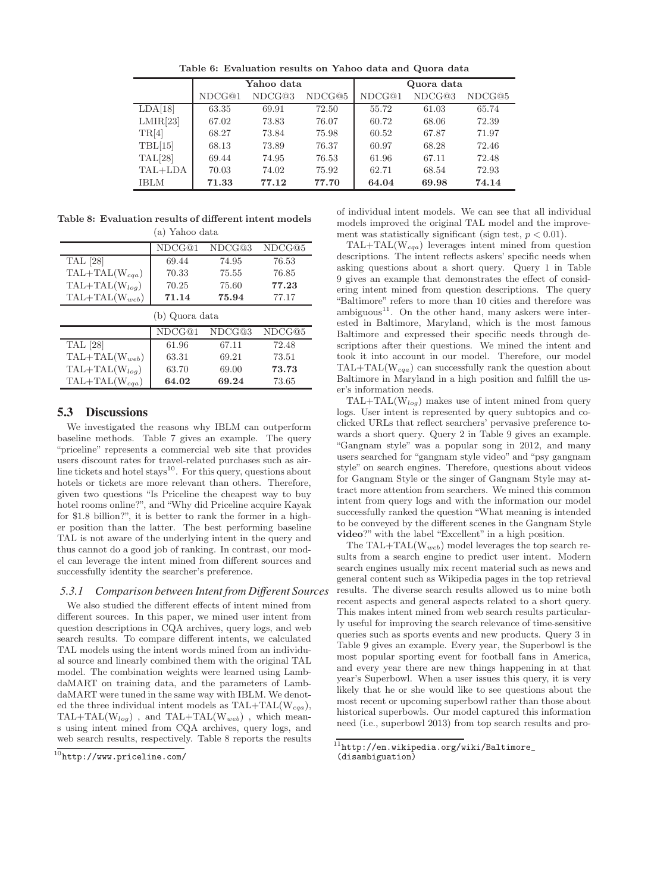**Table 6: Evaluation results on Yahoo data and Quora data**

| | Yahoo data | | | Quora data | | |
|---|---|---|---|---|---|---|
| | NDCG@1 | NDCG@3 | NDCG@5 | NDCG@1 | NDCG@3 | NDCG@5 |
| LDA[18] | 63.35 | 69.91 | 72.50 | 55.72 | 61.03 | 65.74 |
| LMIR[23] | 67.02 | 73.83 | 76.07 | 60.72 | 68.06 | 72.39 |
| TR[4] | 68.27 | 73.84 | 75.98 | 60.52 | 67.87 | 71.97 |
| TBL[15] | 68.13 | 73.89 | 76.37 | 60.97 | 68.28 | 72.46 |
| TAL[28] | 69.44 | 74.95 | 76.53 | 61.96 | 67.11 | 72.48 |
| TAL+LDA | 70.03 | 74.02 | 75.92 | 62.71 | 68.54 | 72.93 |
| IBLM | **71.33** | **77.12** | **77.70** | **64.04** | **69.98** | **74.14** |

**Table 8: Evaluation results of different intent models**

(a) Yahoo data

| | NDCG@1 | NDCG@3 | NDCG@5 |
|---|---|---|---|
| TAL [28] | 69.44 | 74.95 | 76.53 |
| TAL+TAL($W_{cqa}$) | 70.33 | 75.55 | 76.85 |
| TAL+TAL($W_{log}$) | 70.25 | 75.60 | **77.23** |
| TAL+TAL($W_{web}$) | **71.14** | **75.94** | 77.17 |

(b) Quora data

| | NDCG@1 | NDCG@3 | NDCG@5 |
|---|---|---|---|
| TAL [28] | 61.96 | 67.11 | 72.48 |
| TAL+TAL($W_{web}$) | 63.31 | 69.21 | 73.51 |
| TAL+TAL($W_{log}$) | 63.70 | 69.00 | **73.73** |
| TAL+TAL($W_{cqa}$) | **64.02** | **69.24** | 73.65 |

## 5.3 Discussions

We investigated the reasons why IBLM can outperform baseline methods. Table 7 gives an example. The query "priceline" represents a commercial web site that provides users discount rates for travel-related purchases such as airline tickets and hotel stays[10]. For this query, questions about hotels or tickets are more relevant than others. Therefore, given two questions "Is Priceline the cheapest way to buy hotel rooms online?", and "Why did Priceline acquire Kayak for $1.8 billion?", it is better to rank the former in a higher position than the latter. The best performing baseline TAL is not aware of the underlying intent in the query and thus cannot do a good job of ranking. In contrast, our model can leverage the intent mined from different sources and successfully identity the searcher's preference.

### 5.3.1 *Comparison between Intent from Different Sources*

We also studied the different effects of intent mined from different sources. In this paper, we mined user intent from question descriptions in CQA archives, query logs, and web search results. To compare different intents, we calculated TAL models using the intent words mined from an individual source and linearly combined them with the original TAL model. The combination weights were learned using LambdaMART on training data, and the parameters of LambdaMART were tuned in the same way with IBLM. We denoted the three individual intent models as TAL+TAL($W_{cqa}$), TAL+TAL($W_{log}$) , and TAL+TAL($W_{web}$) , which means using intent mined from CQA archives, query logs, and web search results, respectively. Table 8 reports the results of individual intent models. We can see that all individual models improved the original TAL model and the improvement was statistically significant (sign test, $p < 0.01$).

TAL+TAL($W_{cqa}$) leverages intent mined from question descriptions. The intent reflects askers' specific needs when asking questions about a short query. Query 1 in Table 9 gives an example that demonstrates the effect of considering intent mined from question descriptions. The query "Baltimore" refers to more than 10 cities and therefore was ambiguous[11]. On the other hand, many askers were interested in Baltimore, Maryland, which is the most famous Baltimore and expressed their specific needs through descriptions after their questions. We mined the intent and took it into account in our model. Therefore, our model TAL+TAL($W_{cqa}$) can successfully rank the question about Baltimore in Maryland in a high position and fulfill the user's information needs.

TAL+TAL($W_{log}$) makes use of intent mined from query logs. User intent is represented by query subtopics and co-clicked URLs that reflect searchers' pervasive preference towards a short query. Query 2 in Table 9 gives an example. "Gangnam style" was a popular song in 2012, and many users searched for "gangnam style video" and "psy gangnam style" on search engines. Therefore, questions about videos for Gangnam Style or the singer of Gangnam Style may attract more attention from searchers. We mined this common intent from query logs and with the information our model successfully ranked the question "What meaning is intended to be conveyed by the different scenes in the Gangnam Style **video**?" with the label "Excellent" in a high position.

The TAL+TAL($W_{web}$) model leverages the top search results from a search engine to predict user intent. Modern search engines usually mix recent material such as news and general content such as Wikipedia pages in the top retrieval results. The diverse search results allowed us to mine both recent aspects and general aspects related to a short query. This makes intent mined from web search results particularly useful for improving the search relevance of time-sensitive queries such as sports events and new products. Query 3 in Table 9 gives an example. Every year, the Superbowl is the most popular sporting event for football fans in America, and every year there are new things happening in at that year's Superbowl. When a user issues this query, it is very likely that he or she would like to see questions about the most recent or upcoming superbowl rather than those about historical superbowls. Our model captured this information need (i.e., superbowl 2013) from top search results and pro-

---

[10] http://www.priceline.com/

[11] http://en.wikipedia.org/wiki/Baltimore_(disambiguation)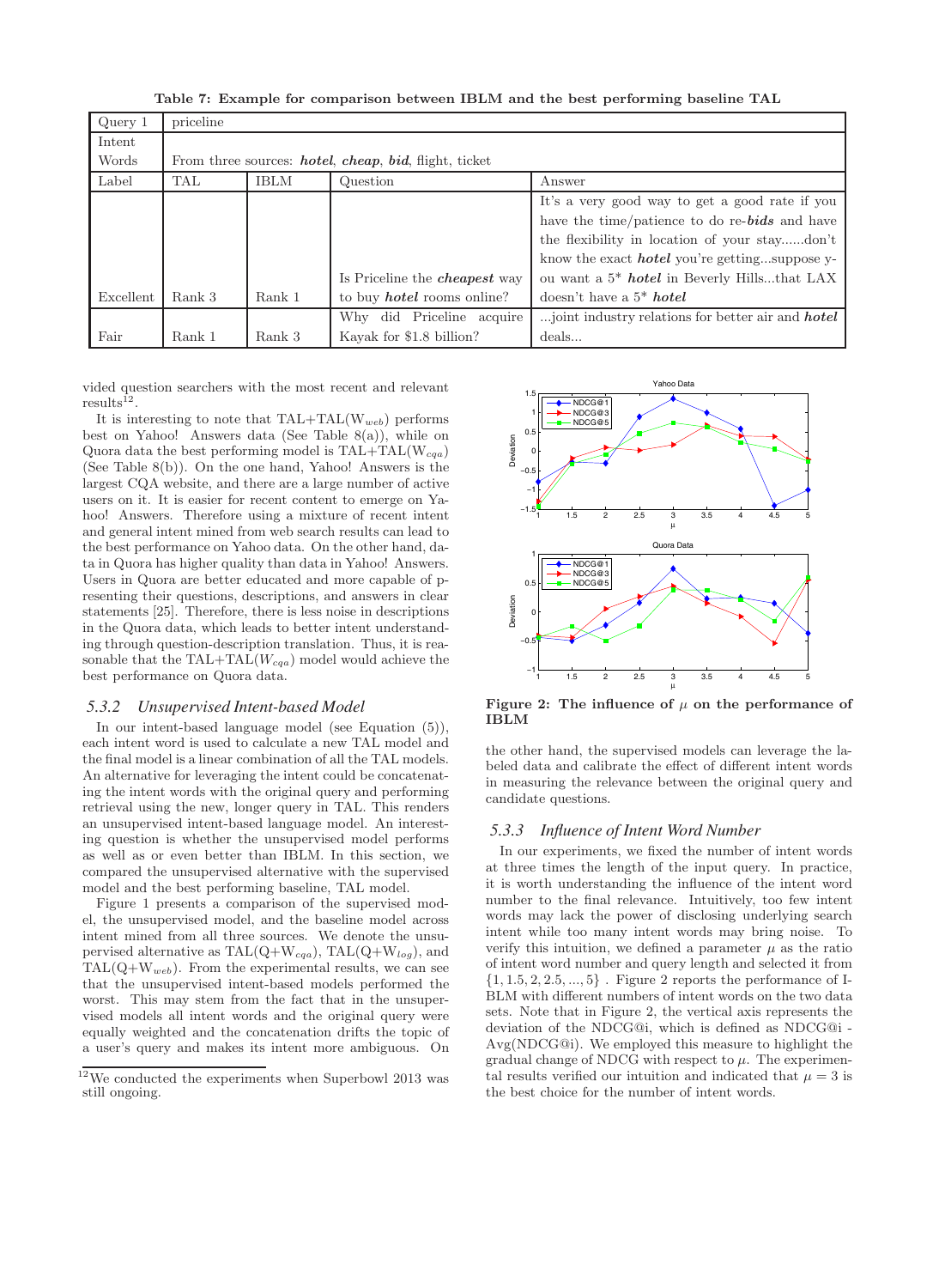**Table 7: Example for comparison between IBLM and the best performing baseline TAL**

| Query 1 | priceline | | | |
|---|---|---|---|---|
| Intent Words | From three sources: ***hotel***, ***cheap***, ***bid***, flight, ticket | | | |
| Label | TAL | IBLM | Question | Answer |
| Excellent | Rank 3 | Rank 1 | Is Priceline the ***cheapest*** way to buy ***hotel*** rooms online? | It's a very good way to get a good rate if you have the time/patience to do re-***bids*** and have the flexibility in location of your stay......don't know the exact ***hotel*** you're getting...suppose you want a 5* ***hotel*** in Beverly Hills...that LAX doesn't have a 5* ***hotel*** |
| Fair | Rank 1 | Rank 3 | Why did Priceline acquire Kayak for $1.8 billion? | ...joint industry relations for better air and ***hotel*** deals... |

vided question searchers with the most recent and relevant results[12].

It is interesting to note that TAL+TAL($W_{web}$) performs best on Yahoo! Answers data (See Table 8(a)), while on Quora data the best performing model is TAL+TAL($W_{cqa}$) (See Table 8(b)). On the one hand, Yahoo! Answers is the largest CQA website, and there are a large number of active users on it. It is easier for recent content to emerge on Yahoo! Answers. Therefore using a mixture of recent intent and general intent mined from web search results can lead to the best performance on Yahoo data. On the other hand, data in Quora has higher quality than data in Yahoo! Answers. Users in Quora are better educated and more capable of presenting their questions, descriptions, and answers in clear statements [25]. Therefore, there is less noise in descriptions in the Quora data, which leads to better intent understanding through question-description translation. Thus, it is reasonable that the TAL+TAL($W_{cqa}$) model would achieve the best performance on Quora data.

### 5.3.2 Unsupervised Intent-based Model

In our intent-based language model (see Equation (5)), each intent word is used to calculate a new TAL model and the final model is a linear combination of all the TAL models. An alternative for leveraging the intent could be concatenating the intent words with the original query and performing retrieval using the new, longer query in TAL. This renders an unsupervised intent-based language model. An interesting question is whether the unsupervised model performs as well as or even better than IBLM. In this section, we compared the unsupervised alternative with the supervised model and the best performing baseline, TAL model.

Figure 1 presents a comparison of the supervised model, the unsupervised model, and the baseline model across intent mined from all three sources. We denote the unsupervised alternative as TAL(Q+$W_{cqa}$), TAL(Q+$W_{log}$), and TAL(Q+$W_{web}$). From the experimental results, we can see that the unsupervised intent-based models performed the worst. This may stem from the fact that in the unsupervised models all intent words and the original query were equally weighted and the concatenation drifts the topic of a user's query and makes its intent more ambiguous. On the other hand, the supervised models can leverage the labeled data and calibrate the effect of different intent words in measuring the relevance between the original query and candidate questions.

[12] We conducted the experiments when Superbowl 2013 was still ongoing.

**Figure 2: The influence of $\mu$ on the performance of IBLM**

### 5.3.3 Influence of Intent Word Number

In our experiments, we fixed the number of intent words at three times the length of the input query. In practice, it is worth understanding the influence of the intent word number to the final relevance. Intuitively, too few intent words may lack the power of disclosing underlying search intent while too many intent words may bring noise. To verify this intuition, we defined a parameter $\mu$ as the ratio of intent word number and query length and selected it from $\{1, 1.5, 2, 2.5, ..., 5\}$ . Figure 2 reports the performance of IBLM with different numbers of intent words on the two data sets. Note that in Figure 2, the vertical axis represents the deviation of the NDCG@i, which is defined as NDCG@i - Avg(NDCG@i). We employed this measure to highlight the gradual change of NDCG with respect to $\mu$. The experimental results verified our intuition and indicated that $\mu = 3$ is the best choice for the number of intent words.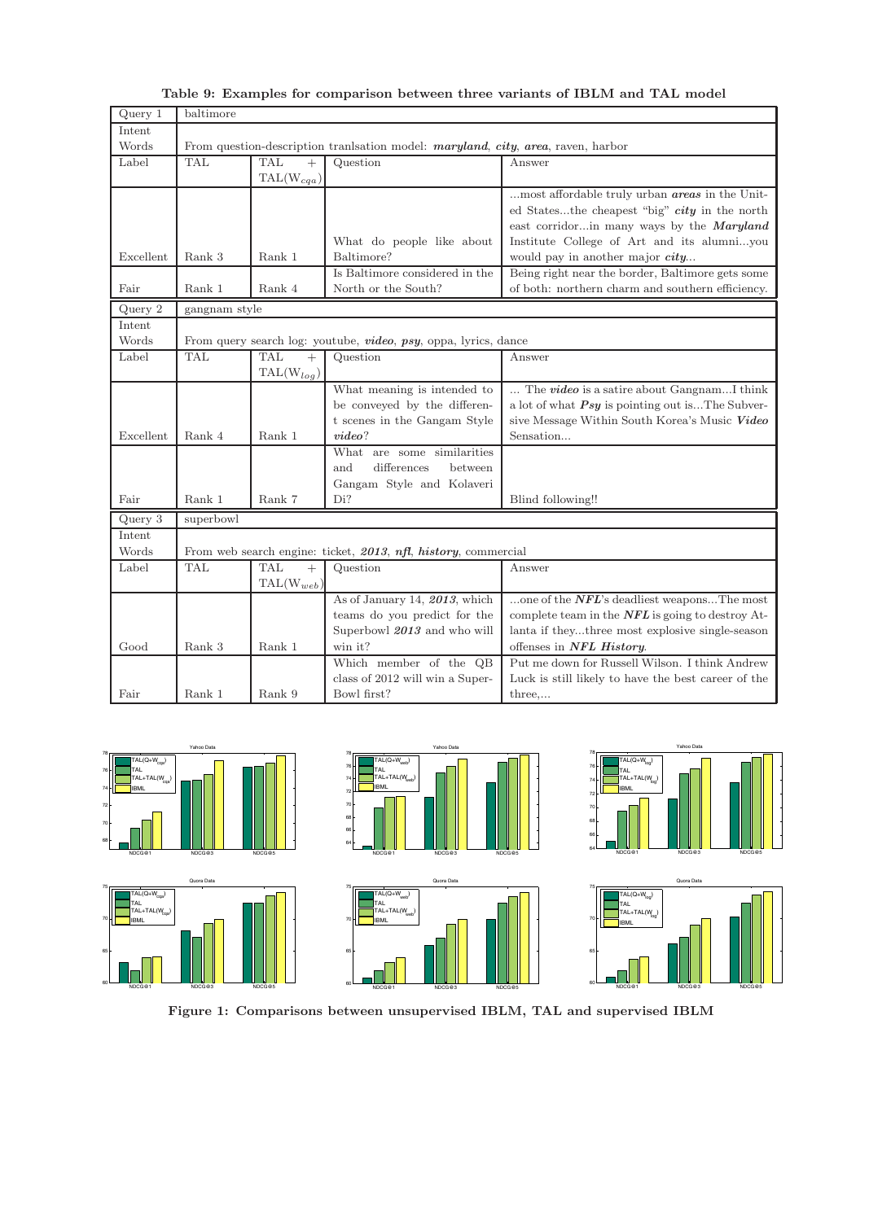**Table 9: Examples for comparison between three variants of IBLM and TAL model**

| Query 1 | baltimore | | | |
|---|---|---|---|---|
| Intent Words | From question-description tranlsation model: ***maryland***, ***city***, ***area***, raven, harbor | | | |
| Label | TAL | TAL + TAL($W_{cqa}$) | Question | Answer |
| Excellent | Rank 3 | Rank 1 | What do people like about Baltimore? | ...most affordable truly urban ***areas*** in the United States...the cheapest "big" ***city*** in the north east corridor...in many ways by the ***Maryland*** Institute College of Art and its alumni...you would pay in another major ***city***... |
| Fair | Rank 1 | Rank 4 | Is Baltimore considered in the North or the South? | Being right near the border, Baltimore gets some of both: northern charm and southern efficiency. |
| **Query 2** | gangnam style | | | |
| Intent Words | From query search log: youtube, ***video***, ***psy***, oppa, lyrics, dance | | | |
| Label | TAL | TAL + TAL($W_{log}$) | Question | Answer |
| Excellent | Rank 4 | Rank 1 | What meaning is intended to be conveyed by the different scenes in the Gangam Style ***video***? | ... The ***video*** is a satire about Gangnam...I think a lot of what ***Psy*** is pointing out is...The Subversive Message Within South Korea's Music ***Video*** Sensation... |
| Fair | Rank 1 | Rank 7 | What are some similarities and differences between Gangam Style and Kolaveri Di? | Blind following!! |
| **Query 3** | superbowl | | | |
| Intent Words | From web search engine: ticket, ***2013***, ***nfl***, ***history***, commercial | | | |
| Label | TAL | TAL + TAL($W_{web}$) | Question | Answer |
| Good | Rank 3 | Rank 1 | As of January 14, ***2013***, which teams do you predict for the Superbowl ***2013*** and who will win it? | ...one of the ***NFL***'s deadliest weapons...The most complete team in the ***NFL*** is going to destroy Atlanta if they...three most explosive single-season offenses in ***NFL History***. |
| Fair | Rank 1 | Rank 9 | Which member of the QB class of 2012 will win a Super-Bowl first? | Put me down for Russell Wilson. I think Andrew Luck is still likely to have the best career of the three,... |

**Figure 1: Comparisons between unsupervised IBLM, TAL and supervised IBLM**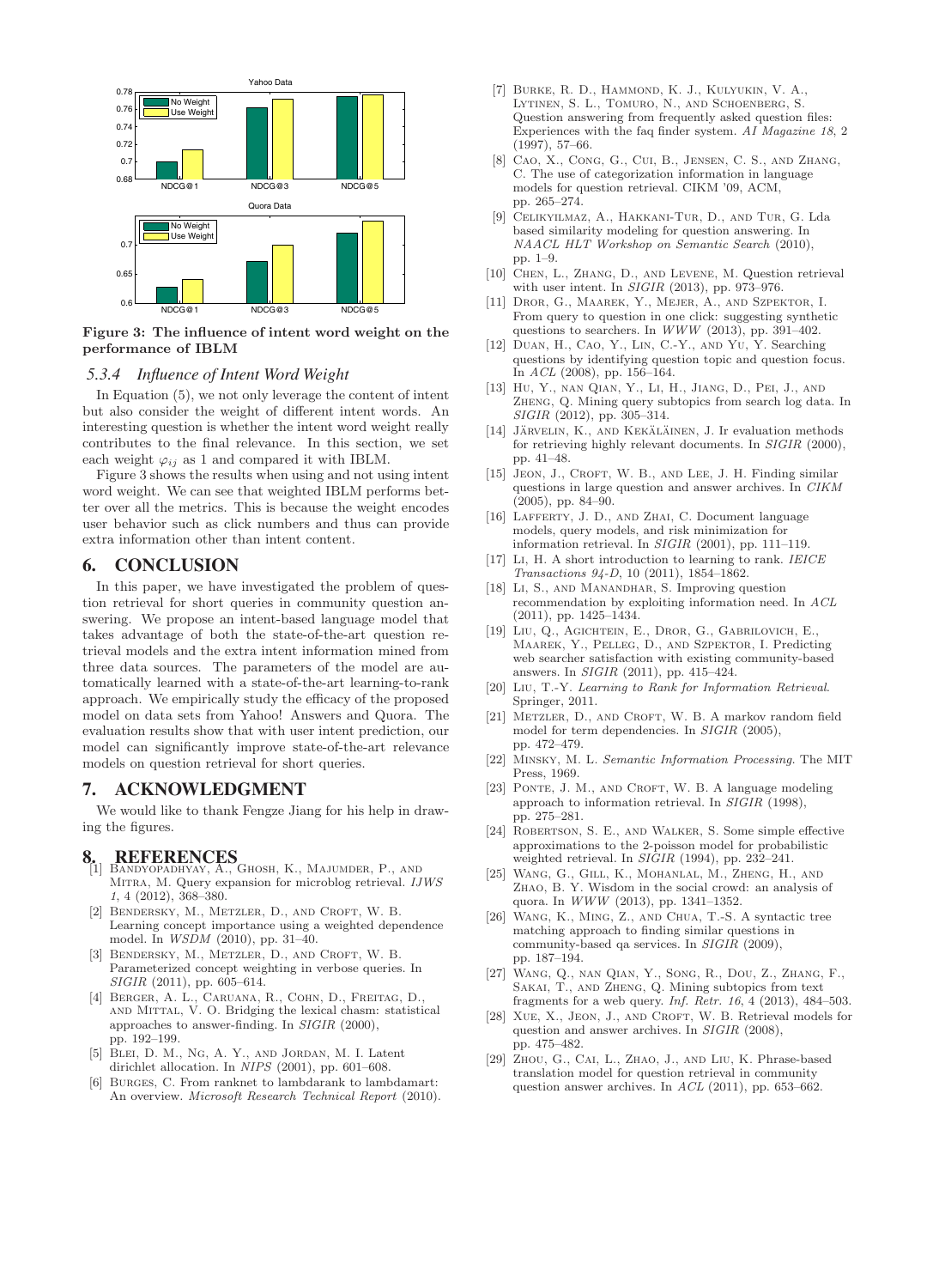Yahoo Data

0.78
0.76
0.74
0.72
0.7
0.68

No Weight
Use Weight

NDCG@1
NDCG@3
NDCG@5

Quora Data

0.7
0.65
0.6

No Weight
Use Weight

NDCG@1
NDCG@3
NDCG@5

**Figure 3: The influence of intent word weight on the performance of IBLM**

### 5.3.4 *Influence of Intent Word Weight*

In Equation (5), we not only leverage the content of intent but also consider the weight of different intent words. An interesting question is whether the intent word weight really contributes to the final relevance. In this section, we set each weight $\varphi_{ij}$ as 1 and compared it with IBLM.

Figure 3 shows the results when using and not using intent word weight. We can see that weighted IBLM performs better over all the metrics. This is because the weight encodes user behavior such as click numbers and thus can provide extra information other than intent content.

## 6. CONCLUSION

In this paper, we have investigated the problem of question retrieval for short queries in community question answering. We propose an intent-based language model that takes advantage of both the state-of-the-art question retrieval models and the extra intent information mined from three data sources. The parameters of the model are automatically learned with a state-of-the-art learning-to-rank approach. We empirically study the efficacy of the proposed model on data sets from Yahoo! Answers and Quora. The evaluation results show that with user intent prediction, our model can significantly improve state-of-the-art relevance models on question retrieval for short queries.

## 7. ACKNOWLEDGMENT

We would like to thank Fengze Jiang for his help in drawing the figures.

## 8. REFERENCES

[1] Bandyopadhyay, A., Ghosh, K., Majumder, P., and Mitra, M. Query expansion for microblog retrieval. *IJWS 1*, 4 (2012), 368–380.

[2] Bendersky, M., Metzler, D., and Croft, W. B. Learning concept importance using a weighted dependence model. In *WSDM* (2010), pp. 31–40.

[3] Bendersky, M., Metzler, D., and Croft, W. B. Parameterized concept weighting in verbose queries. In *SIGIR* (2011), pp. 605–614.

[4] Berger, A. L., Caruana, R., Cohn, D., Freitag, D., and Mittal, V. O. Bridging the lexical chasm: statistical approaches to answer-finding. In *SIGIR* (2000), pp. 192–199.

[5] Blei, D. M., Ng, A. Y., and Jordan, M. I. Latent dirichlet allocation. In *NIPS* (2001), pp. 601–608.

[6] Burges, C. From ranknet to lambdarank to lambdamart: An overview. *Microsoft Research Technical Report* (2010).

[7] Burke, R. D., Hammond, K. J., Kulyukin, V. A., Lytinen, S. L., Tomuro, N., and Schoenberg, S. Question answering from frequently asked question files: Experiences with the faq finder system. *AI Magazine 18*, 2 (1997), 57–66.

[8] Cao, X., Cong, G., Cui, B., Jensen, C. S., and Zhang, C. The use of categorization information in language models for question retrieval. CIKM '09, ACM, pp. 265–274.

[9] Celikyilmaz, A., Hakkani-Tur, D., and Tur, G. Lda based similarity modeling for question answering. In *NAACL HLT Workshop on Semantic Search* (2010), pp. 1–9.

[10] Chen, L., Zhang, D., and Levene, M. Question retrieval with user intent. In *SIGIR* (2013), pp. 973–976.

[11] Dror, G., Maarek, Y., Mejer, A., and Szpektor, I. From query to question in one click: suggesting synthetic questions to searchers. In *WWW* (2013), pp. 391–402.

[12] Duan, H., Cao, Y., Lin, C.-Y., and Yu, Y. Searching questions by identifying question topic and question focus. In *ACL* (2008), pp. 156–164.

[13] Hu, Y., nan Qian, Y., Li, H., Jiang, D., Pei, J., and Zheng, Q. Mining query subtopics from search log data. In *SIGIR* (2012), pp. 305–314.

[14] Järvelin, K., and Kekäläinen, J. Ir evaluation methods for retrieving highly relevant documents. In *SIGIR* (2000), pp. 41–48.

[15] Jeon, J., Croft, W. B., and Lee, J. H. Finding similar questions in large question and answer archives. In *CIKM* (2005), pp. 84–90.

[16] Lafferty, J. D., and Zhai, C. Document language models, query models, and risk minimization for information retrieval. In *SIGIR* (2001), pp. 111–119.

[17] Li, H. A short introduction to learning to rank. *IEICE Transactions 94-D*, 10 (2011), 1854–1862.

[18] Li, S., and Manandhar, S. Improving question recommendation by exploiting information need. In *ACL* (2011), pp. 1425–1434.

[19] Liu, Q., Agichtein, E., Dror, G., Gabrilovich, E., Maarek, Y., Pelleg, D., and Szpektor, I. Predicting web searcher satisfaction with existing community-based answers. In *SIGIR* (2011), pp. 415–424.

[20] Liu, T.-Y. *Learning to Rank for Information Retrieval*. Springer, 2011.

[21] Metzler, D., and Croft, W. B. A markov random field model for term dependencies. In *SIGIR* (2005), pp. 472–479.

[22] Minsky, M. L. *Semantic Information Processing*. The MIT Press, 1969.

[23] Ponte, J. M., and Croft, W. B. A language modeling approach to information retrieval. In *SIGIR* (1998), pp. 275–281.

[24] Robertson, S. E., and Walker, S. Some simple effective approximations to the 2-poisson model for probabilistic weighted retrieval. In *SIGIR* (1994), pp. 232–241.

[25] Wang, G., Gill, K., Mohanlal, M., Zheng, H., and Zhao, B. Y. Wisdom in the social crowd: an analysis of quora. In *WWW* (2013), pp. 1341–1352.

[26] Wang, K., Ming, Z., and Chua, T.-S. A syntactic tree matching approach to finding similar questions in community-based qa services. In *SIGIR* (2009), pp. 187–194.

[27] Wang, Q., nan Qian, Y., Song, R., Dou, Z., Zhang, F., Sakai, T., and Zheng, Q. Mining subtopics from text fragments for a web query. *Inf. Retr. 16*, 4 (2013), 484–503.

[28] Xue, X., Jeon, J., and Croft, W. B. Retrieval models for question and answer archives. In *SIGIR* (2008), pp. 475–482.

[29] Zhou, G., Cai, L., Zhao, J., and Liu, K. Phrase-based translation model for question retrieval in community question answer archives. In *ACL* (2011), pp. 653–662.